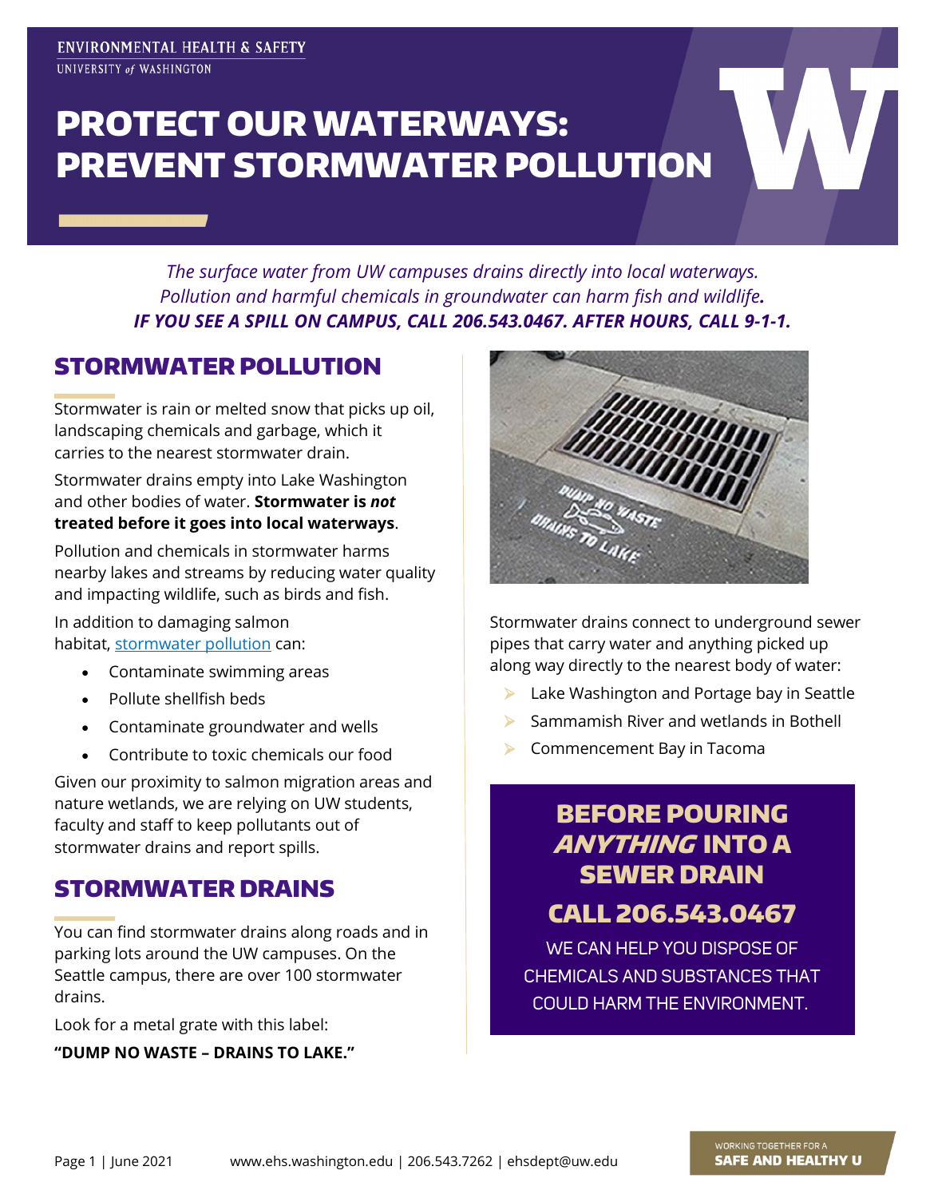ENVIRONMENTAL HEALTH & SAFETY
UNIVERSITY of WASHINGTON

# PROTECT OUR WATERWAYS: PREVENT STORMWATER POLLUTION

*The surface water from UW campuses drains directly into local waterways. Pollution and harmful chemicals in groundwater can harm fish and wildlife.*
***IF YOU SEE A SPILL ON CAMPUS, CALL 206.543.0467. AFTER HOURS, CALL 9-1-1.***

## STORMWATER POLLUTION

Stormwater is rain or melted snow that picks up oil, landscaping chemicals and garbage, which it carries to the nearest stormwater drain.

Stormwater drains empty into Lake Washington and other bodies of water. **Stormwater is *not* treated before it goes into local waterways**.

Pollution and chemicals in stormwater harms nearby lakes and streams by reducing water quality and impacting wildlife, such as birds and fish.

In addition to damaging salmon habitat, stormwater pollution can:

- Contaminate swimming areas
- Pollute shellfish beds
- Contaminate groundwater and wells
- Contribute to toxic chemicals our food

Given our proximity to salmon migration areas and nature wetlands, we are relying on UW students, faculty and staff to keep pollutants out of stormwater drains and report spills.

## STORMWATER DRAINS

You can find stormwater drains along roads and in parking lots around the UW campuses. On the Seattle campus, there are over 100 stormwater drains.

Look for a metal grate with this label:

**"DUMP NO WASTE – DRAINS TO LAKE."**

Stormwater drains connect to underground sewer pipes that carry water and anything picked up along way directly to the nearest body of water:

- Lake Washington and Portage bay in Seattle
- Sammamish River and wetlands in Bothell
- Commencement Bay in Tacoma

## BEFORE POURING *ANYTHING* INTO A SEWER DRAIN

## CALL 206.543.0467

WE CAN HELP YOU DISPOSE OF CHEMICALS AND SUBSTANCES THAT COULD HARM THE ENVIRONMENT.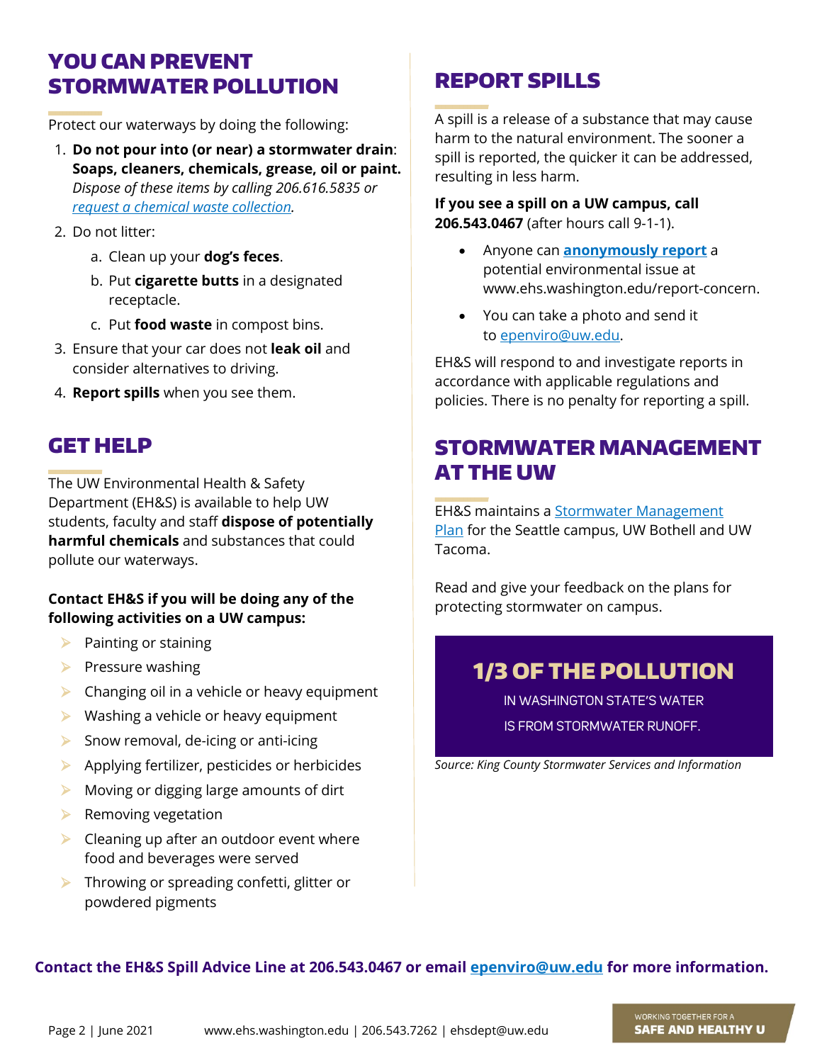## YOU CAN PREVENT STORMWATER POLLUTION

Protect our waterways by doing the following:

1. **Do not pour into (or near) a stormwater drain**: **Soaps, cleaners, chemicals, grease, oil or paint.** *Dispose of these items by calling 206.616.5835 or [request a chemical waste collection](#).*
2. Do not litter:
   a. Clean up your **dog's feces**.
   b. Put **cigarette butts** in a designated receptacle.
   c. Put **food waste** in compost bins.
3. Ensure that your car does not **leak oil** and consider alternatives to driving.
4. **Report spills** when you see them.

## GET HELP

The UW Environmental Health & Safety Department (EH&S) is available to help UW students, faculty and staff **dispose of potentially harmful chemicals** and substances that could pollute our waterways.

**Contact EH&S if you will be doing any of the following activities on a UW campus:**

- Painting or staining
- Pressure washing
- Changing oil in a vehicle or heavy equipment
- Washing a vehicle or heavy equipment
- Snow removal, de-icing or anti-icing
- Applying fertilizer, pesticides or herbicides
- Moving or digging large amounts of dirt
- Removing vegetation
- Cleaning up after an outdoor event where food and beverages were served
- Throwing or spreading confetti, glitter or powdered pigments

## REPORT SPILLS

A spill is a release of a substance that may cause harm to the natural environment. The sooner a spill is reported, the quicker it can be addressed, resulting in less harm.

**If you see a spill on a UW campus, call 206.543.0467** (after hours call 9-1-1).

- Anyone can **[anonymously report](#)** a potential environmental issue at www.ehs.washington.edu/report-concern.
- You can take a photo and send it to [epenviro@uw.edu](mailto:epenviro@uw.edu).

EH&S will respond to and investigate reports in accordance with applicable regulations and policies. There is no penalty for reporting a spill.

## STORMWATER MANAGEMENT AT THE UW

EH&S maintains a [Stormwater Management Plan](#) for the Seattle campus, UW Bothell and UW Tacoma.

Read and give your feedback on the plans for protecting stormwater on campus.

**1/3 OF THE POLLUTION**

IN WASHINGTON STATE'S WATER IS FROM STORMWATER RUNOFF.

*Source: King County Stormwater Services and Information*

**Contact the EH&S Spill Advice Line at 206.543.0467 or email [epenviro@uw.edu](mailto:epenviro@uw.edu) for more information.**